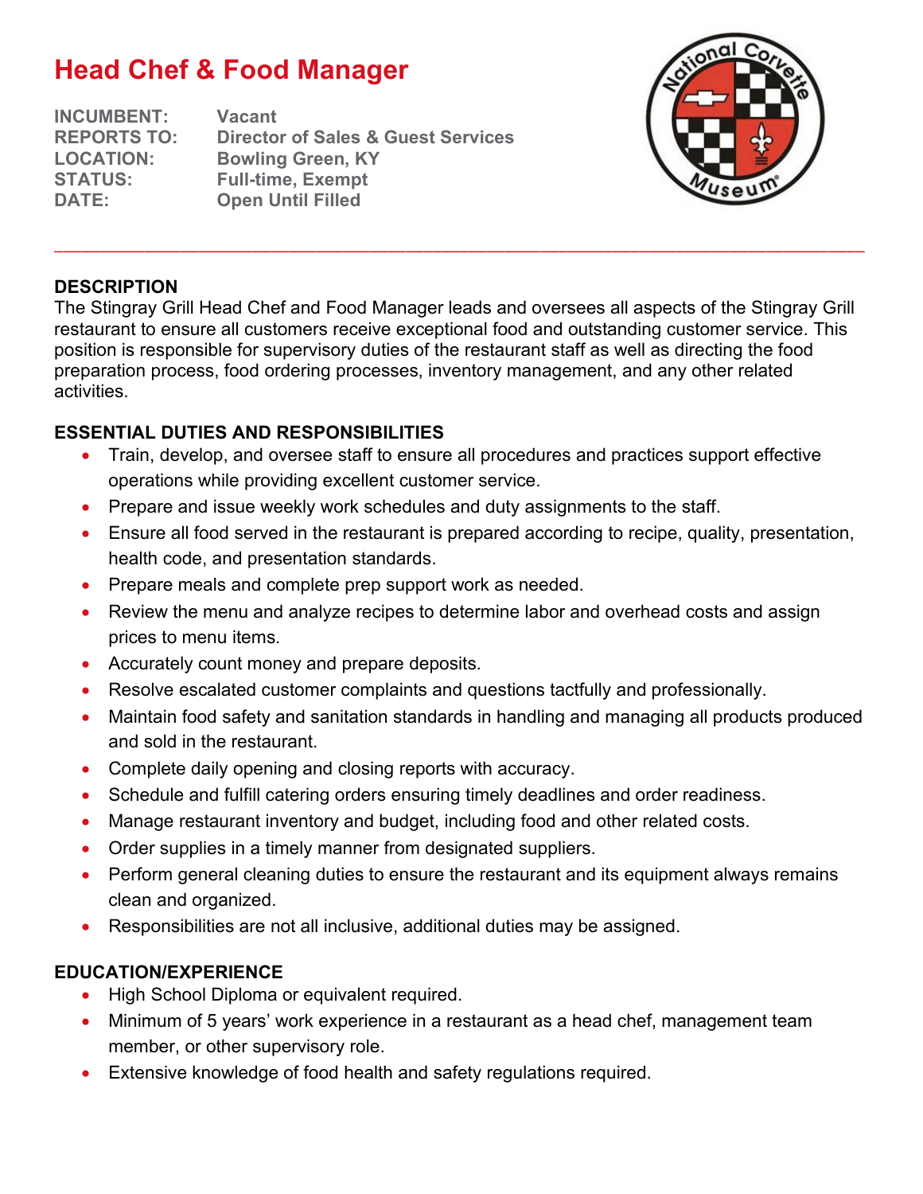# Head Chef & Food Manager

**INCUMBENT:** Vacant
**REPORTS TO:** Director of Sales & Guest Services
**LOCATION:** Bowling Green, KY
**STATUS:** Full-time, Exempt
**DATE:** Open Until Filled

---

## DESCRIPTION

The Stingray Grill Head Chef and Food Manager leads and oversees all aspects of the Stingray Grill restaurant to ensure all customers receive exceptional food and outstanding customer service. This position is responsible for supervisory duties of the restaurant staff as well as directing the food preparation process, food ordering processes, inventory management, and any other related activities.

## ESSENTIAL DUTIES AND RESPONSIBILITIES

- Train, develop, and oversee staff to ensure all procedures and practices support effective operations while providing excellent customer service.
- Prepare and issue weekly work schedules and duty assignments to the staff.
- Ensure all food served in the restaurant is prepared according to recipe, quality, presentation, health code, and presentation standards.
- Prepare meals and complete prep support work as needed.
- Review the menu and analyze recipes to determine labor and overhead costs and assign prices to menu items.
- Accurately count money and prepare deposits.
- Resolve escalated customer complaints and questions tactfully and professionally.
- Maintain food safety and sanitation standards in handling and managing all products produced and sold in the restaurant.
- Complete daily opening and closing reports with accuracy.
- Schedule and fulfill catering orders ensuring timely deadlines and order readiness.
- Manage restaurant inventory and budget, including food and other related costs.
- Order supplies in a timely manner from designated suppliers.
- Perform general cleaning duties to ensure the restaurant and its equipment always remains clean and organized.
- Responsibilities are not all inclusive, additional duties may be assigned.

## EDUCATION/EXPERIENCE

- High School Diploma or equivalent required.
- Minimum of 5 years' work experience in a restaurant as a head chef, management team member, or other supervisory role.
- Extensive knowledge of food health and safety regulations required.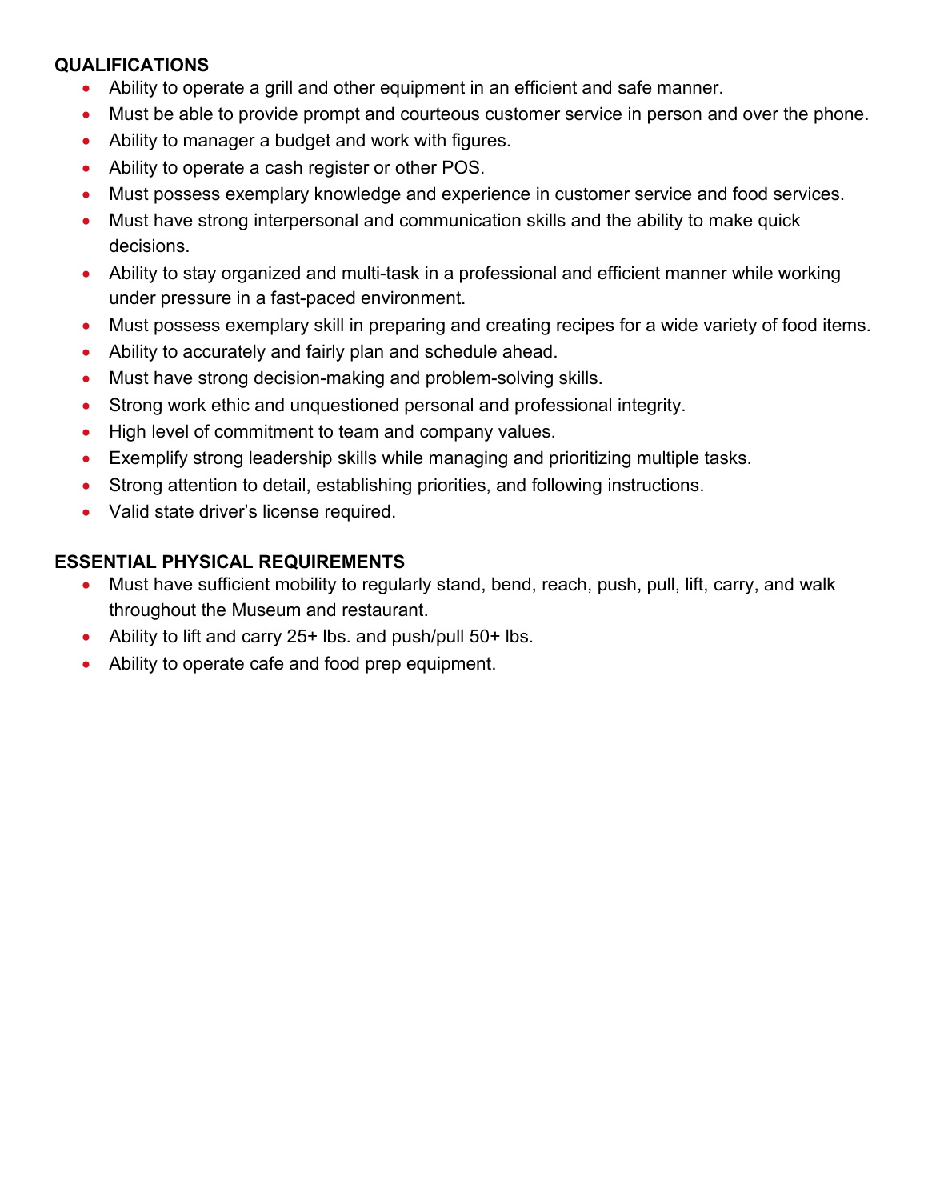**QUALIFICATIONS**

- Ability to operate a grill and other equipment in an efficient and safe manner.
- Must be able to provide prompt and courteous customer service in person and over the phone.
- Ability to manager a budget and work with figures.
- Ability to operate a cash register or other POS.
- Must possess exemplary knowledge and experience in customer service and food services.
- Must have strong interpersonal and communication skills and the ability to make quick decisions.
- Ability to stay organized and multi-task in a professional and efficient manner while working under pressure in a fast-paced environment.
- Must possess exemplary skill in preparing and creating recipes for a wide variety of food items.
- Ability to accurately and fairly plan and schedule ahead.
- Must have strong decision-making and problem-solving skills.
- Strong work ethic and unquestioned personal and professional integrity.
- High level of commitment to team and company values.
- Exemplify strong leadership skills while managing and prioritizing multiple tasks.
- Strong attention to detail, establishing priorities, and following instructions.
- Valid state driver's license required.

**ESSENTIAL PHYSICAL REQUIREMENTS**

- Must have sufficient mobility to regularly stand, bend, reach, push, pull, lift, carry, and walk throughout the Museum and restaurant.
- Ability to lift and carry 25+ lbs. and push/pull 50+ lbs.
- Ability to operate cafe and food prep equipment.